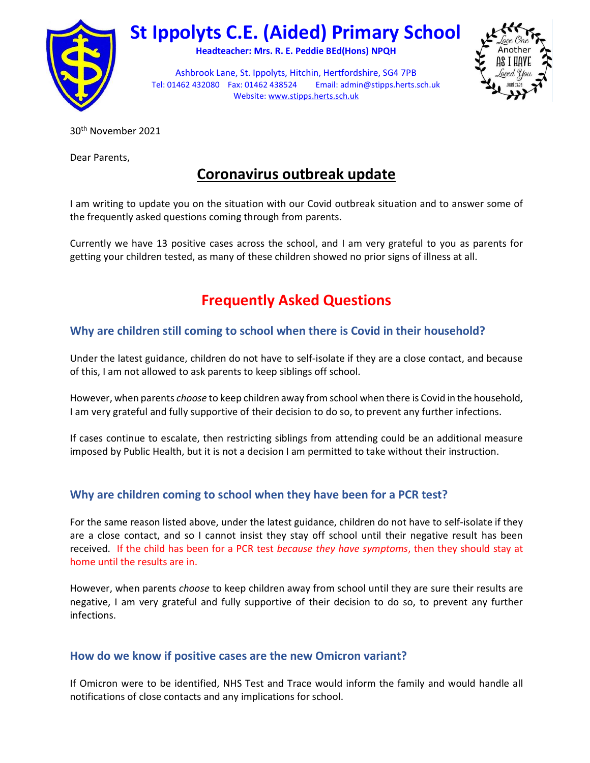# St Ippolyts C.E. (Aided) Primary School

**Headteacher: Mrs. R. E. Peddie BEd(Hons) NPQH**

Ashbrook Lane, St. Ippolyts, Hitchin, Hertfordshire, SG4 7PB
Tel: 01462 432080 Fax: 01462 438524 Email: admin@stipps.herts.sch.uk
Website: www.stipps.herts.sch.uk

Love One Another As I Have Loved You – John 13:34

30th November 2021

Dear Parents,

## Coronavirus outbreak update

I am writing to update you on the situation with our Covid outbreak situation and to answer some of the frequently asked questions coming through from parents.

Currently we have 13 positive cases across the school, and I am very grateful to you as parents for getting your children tested, as many of these children showed no prior signs of illness at all.

## Frequently Asked Questions

### Why are children still coming to school when there is Covid in their household?

Under the latest guidance, children do not have to self-isolate if they are a close contact, and because of this, I am not allowed to ask parents to keep siblings off school.

However, when parents *choose* to keep children away from school when there is Covid in the household, I am very grateful and fully supportive of their decision to do so, to prevent any further infections.

If cases continue to escalate, then restricting siblings from attending could be an additional measure imposed by Public Health, but it is not a decision I am permitted to take without their instruction.

### Why are children coming to school when they have been for a PCR test?

For the same reason listed above, under the latest guidance, children do not have to self-isolate if they are a close contact, and so I cannot insist they stay off school until their negative result has been received. If the child has been for a PCR test *because they have symptoms*, then they should stay at home until the results are in.

However, when parents *choose* to keep children away from school until they are sure their results are negative, I am very grateful and fully supportive of their decision to do so, to prevent any further infections.

### How do we know if positive cases are the new Omicron variant?

If Omicron were to be identified, NHS Test and Trace would inform the family and would handle all notifications of close contacts and any implications for school.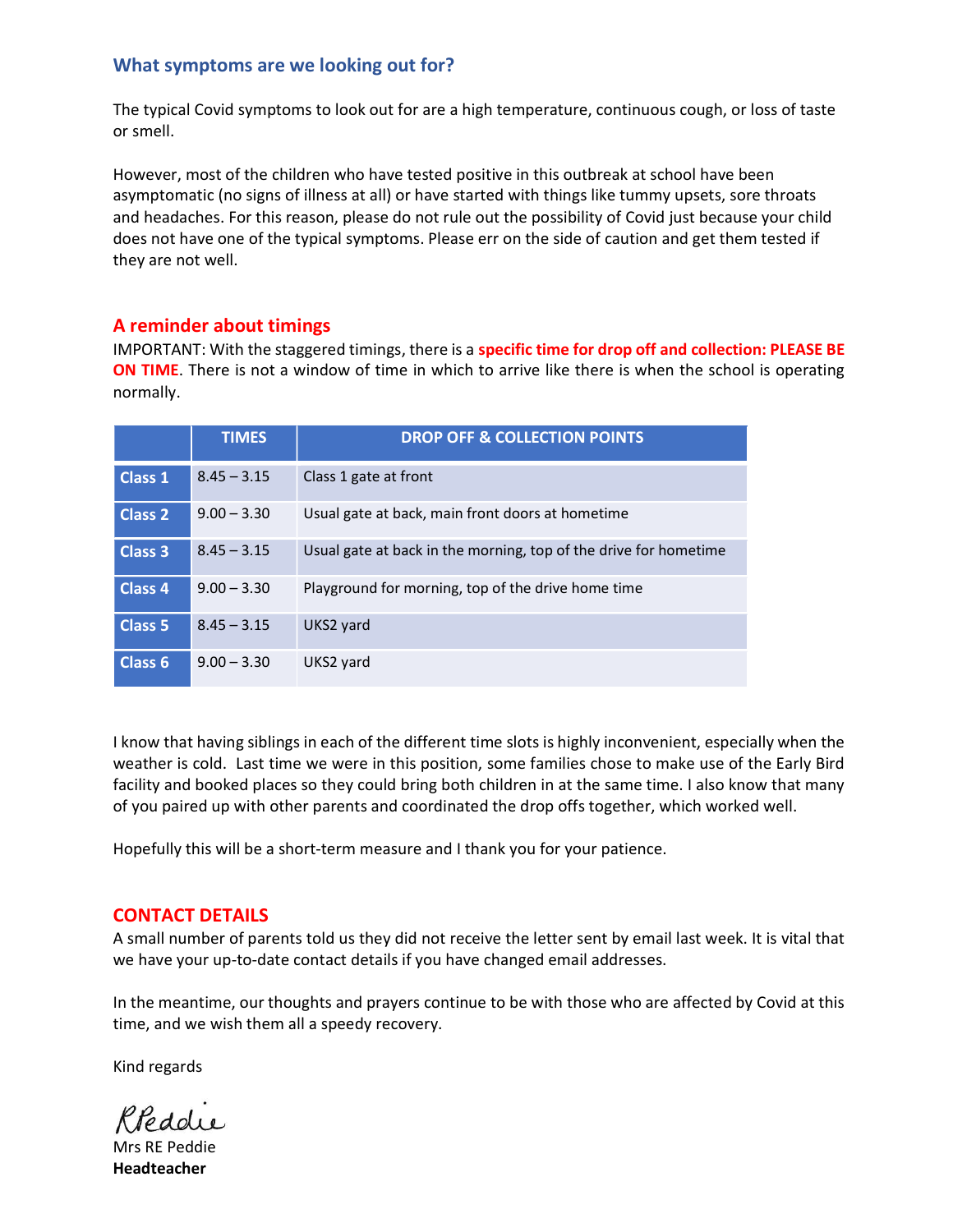## What symptoms are we looking out for?

The typical Covid symptoms to look out for are a high temperature, continuous cough, or loss of taste or smell.

However, most of the children who have tested positive in this outbreak at school have been asymptomatic (no signs of illness at all) or have started with things like tummy upsets, sore throats and headaches. For this reason, please do not rule out the possibility of Covid just because your child does not have one of the typical symptoms. Please err on the side of caution and get them tested if they are not well.

## A reminder about timings

IMPORTANT: With the staggered timings, there is a **specific time for drop off and collection: PLEASE BE ON TIME**. There is not a window of time in which to arrive like there is when the school is operating normally.

| | TIMES | DROP OFF & COLLECTION POINTS |
|---|---|---|
| **Class 1** | 8.45 – 3.15 | Class 1 gate at front |
| **Class 2** | 9.00 – 3.30 | Usual gate at back, main front doors at hometime |
| **Class 3** | 8.45 – 3.15 | Usual gate at back in the morning, top of the drive for hometime |
| **Class 4** | 9.00 – 3.30 | Playground for morning, top of the drive home time |
| **Class 5** | 8.45 – 3.15 | UKS2 yard |
| **Class 6** | 9.00 – 3.30 | UKS2 yard |

I know that having siblings in each of the different time slots is highly inconvenient, especially when the weather is cold. Last time we were in this position, some families chose to make use of the Early Bird facility and booked places so they could bring both children in at the same time. I also know that many of you paired up with other parents and coordinated the drop offs together, which worked well.

Hopefully this will be a short-term measure and I thank you for your patience.

## CONTACT DETAILS

A small number of parents told us they did not receive the letter sent by email last week. It is vital that we have your up-to-date contact details if you have changed email addresses.

In the meantime, our thoughts and prayers continue to be with those who are affected by Covid at this time, and we wish them all a speedy recovery.

Kind regards

RPeddie

Mrs RE Peddie
**Headteacher**